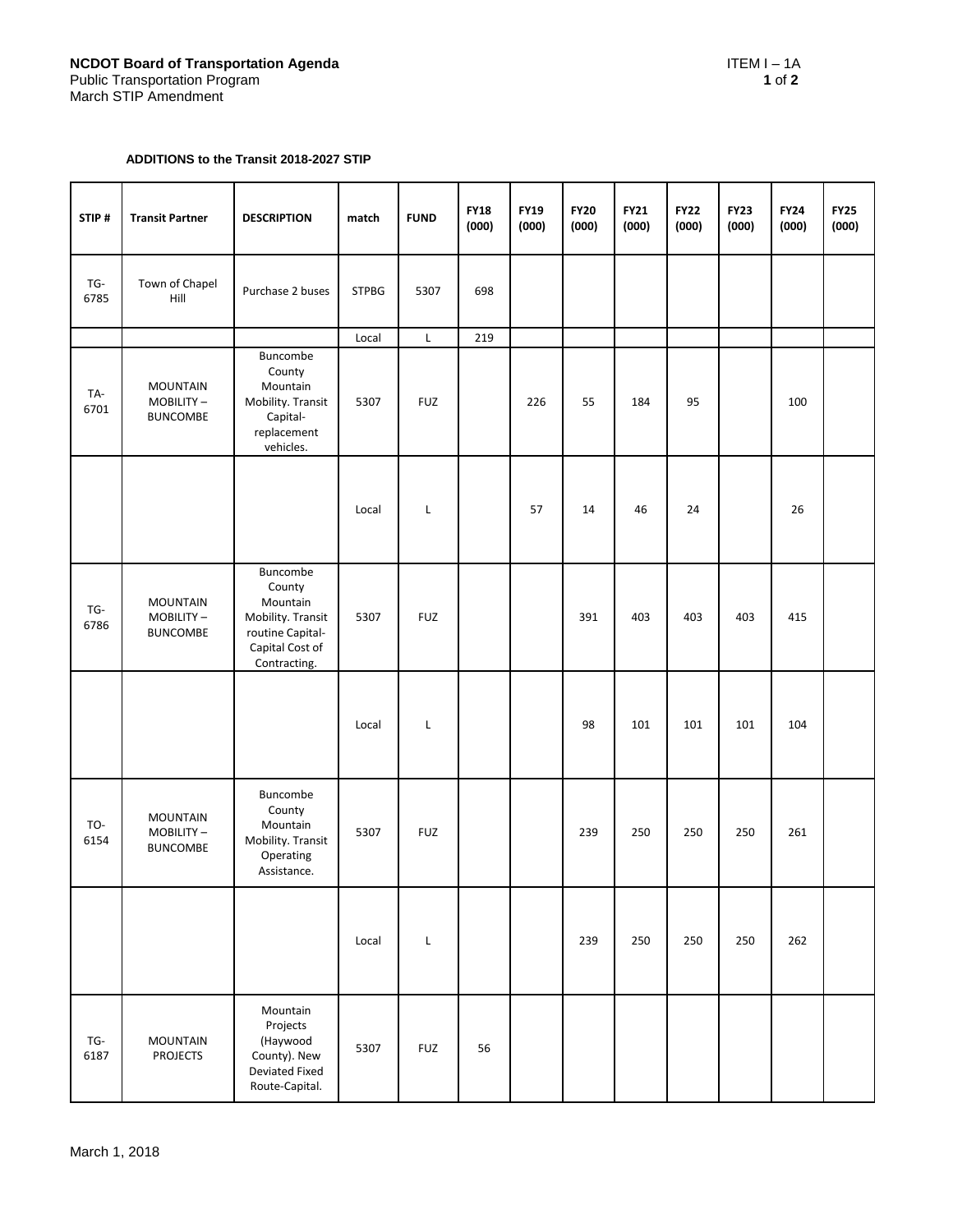**NCDOT Board of Transportation Agenda**
Public Transportation Program
March STIP Amendment

ITEM I – 1A

**ADDITIONS to the Transit 2018-2027 STIP**

| STIP # | Transit Partner | DESCRIPTION | match | FUND | FY18 (000) | FY19 (000) | FY20 (000) | FY21 (000) | FY22 (000) | FY23 (000) | FY24 (000) | FY25 (000) |
|---|---|---|---|---|---|---|---|---|---|---|---|---|
| TG-6785 | Town of Chapel Hill | Purchase 2 buses | STPBG | 5307 | 698 | | | | | | | |
| | | | Local | L | 219 | | | | | | | |
| TA-6701 | MOUNTAIN MOBILITY – BUNCOMBE | Buncombe County Mountain Mobility. Transit Capital-replacement vehicles. | 5307 | FUZ | | 226 | 55 | 184 | 95 | | 100 | |
| | | | Local | L | | 57 | 14 | 46 | 24 | | 26 | |
| TG-6786 | MOUNTAIN MOBILITY – BUNCOMBE | Buncombe County Mountain Mobility. Transit routine Capital-Capital Cost of Contracting. | 5307 | FUZ | | | 391 | 403 | 403 | 403 | 415 | |
| | | | Local | L | | | 98 | 101 | 101 | 101 | 104 | |
| TO-6154 | MOUNTAIN MOBILITY – BUNCOMBE | Buncombe County Mountain Mobility. Transit Operating Assistance. | 5307 | FUZ | | | 239 | 250 | 250 | 250 | 261 | |
| | | | Local | L | | | 239 | 250 | 250 | 250 | 262 | |
| TG-6187 | MOUNTAIN PROJECTS | Mountain Projects (Haywood County). New Deviated Fixed Route-Capital. | 5307 | FUZ | 56 | | | | | | | |

March 1, 2018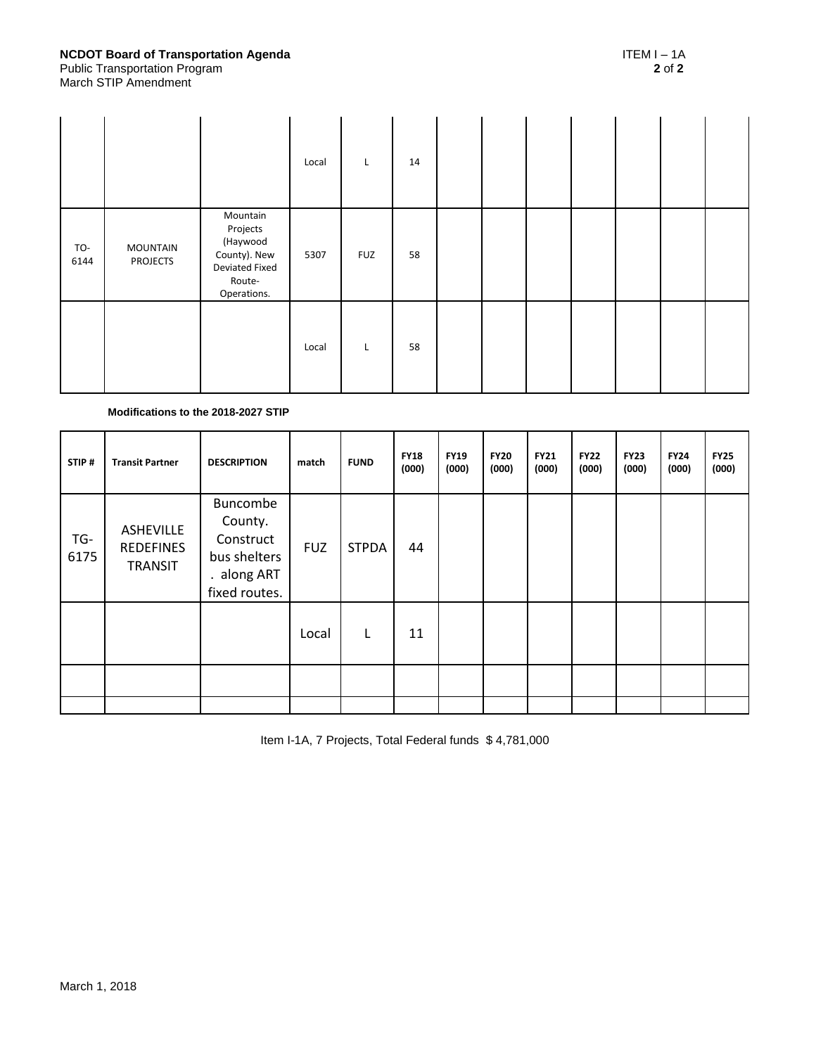| | | | | | | | | | | | | |
|---|---|---|---|---|---|---|---|---|---|---|---|---|
| | | | Local | L | 14 | | | | | | | |
| TO-6144 | MOUNTAIN PROJECTS | Mountain Projects (Haywood County). New Deviated Fixed Route-Operations. | 5307 | FUZ | 58 | | | | | | | |
| | | | Local | L | 58 | | | | | | | |

**Modifications to the 2018-2027 STIP**

| STIP # | Transit Partner | DESCRIPTION | match | FUND | FY18 (000) | FY19 (000) | FY20 (000) | FY21 (000) | FY22 (000) | FY23 (000) | FY24 (000) | FY25 (000) |
|---|---|---|---|---|---|---|---|---|---|---|---|---|
| TG-6175 | ASHEVILLE REDEFINES TRANSIT | Buncombe County. Construct bus shelters . along ART fixed routes. | FUZ | STPDA | 44 | | | | | | | |
| | | | Local | L | 11 | | | | | | | |
| | | | | | | | | | | | | |
| | | | | | | | | | | | | |

Item I-1A, 7 Projects, Total Federal funds $ 4,781,000

March 1, 2018